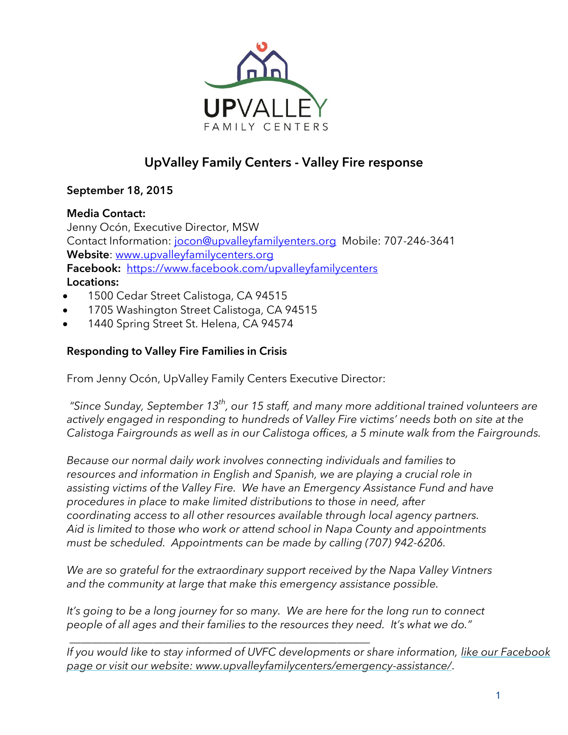UPVALLEY
FAMILY CENTERS

# UpValley Family Centers - Valley Fire response

**September 18, 2015**

**Media Contact:**
Jenny Ocón, Executive Director, MSW
Contact Information: [jocon@upvalleyfamilyenters.org](mailto:jocon@upvalleyfamilyenters.org) Mobile: 707-246-3641
**Website**: [www.upvalleyfamilycenters.org](http://www.upvalleyfamilycenters.org)
**Facebook:** [https://www.facebook.com/upvalleyfamilycenters](https://www.facebook.com/upvalleyfamilycenters)
**Locations:**

- 1500 Cedar Street Calistoga, CA 94515
- 1705 Washington Street Calistoga, CA 94515
- 1440 Spring Street St. Helena, CA 94574

## Responding to Valley Fire Families in Crisis

From Jenny Ocón, UpValley Family Centers Executive Director:

*"Since Sunday, September 13th, our 15 staff, and many more additional trained volunteers are actively engaged in responding to hundreds of Valley Fire victims' needs both on site at the Calistoga Fairgrounds as well as in our Calistoga offices, a 5 minute walk from the Fairgrounds.*

*Because our normal daily work involves connecting individuals and families to resources and information in English and Spanish, we are playing a crucial role in assisting victims of the Valley Fire. We have an Emergency Assistance Fund and have procedures in place to make limited distributions to those in need, after coordinating access to all other resources available through local agency partners. Aid is limited to those who work or attend school in Napa County and appointments must be scheduled. Appointments can be made by calling (707) 942-6206.*

*We are so grateful for the extraordinary support received by the Napa Valley Vintners and the community at large that make this emergency assistance possible.*

*It's going to be a long journey for so many. We are here for the long run to connect people of all ages and their families to the resources they need. It's what we do."*

---

*If you would like to stay informed of UVFC developments or share information, like our Facebook page or visit our website: www.upvalleyfamilycenters/emergency-assistance/.*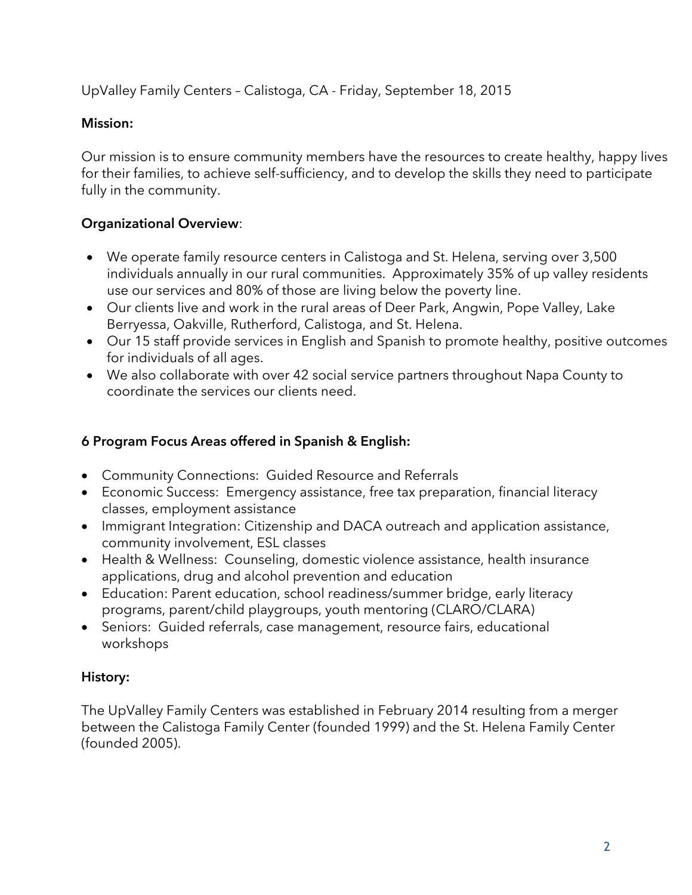UpValley Family Centers – Calistoga, CA - Friday, September 18, 2015

**Mission:**

Our mission is to ensure community members have the resources to create healthy, happy lives for their families, to achieve self-sufficiency, and to develop the skills they need to participate fully in the community.

**Organizational Overview**:

- We operate family resource centers in Calistoga and St. Helena, serving over 3,500 individuals annually in our rural communities. Approximately 35% of up valley residents use our services and 80% of those are living below the poverty line.
- Our clients live and work in the rural areas of Deer Park, Angwin, Pope Valley, Lake Berryessa, Oakville, Rutherford, Calistoga, and St. Helena.
- Our 15 staff provide services in English and Spanish to promote healthy, positive outcomes for individuals of all ages.
- We also collaborate with over 42 social service partners throughout Napa County to coordinate the services our clients need.

**6 Program Focus Areas offered in Spanish & English:**

- Community Connections: Guided Resource and Referrals
- Economic Success: Emergency assistance, free tax preparation, financial literacy classes, employment assistance
- Immigrant Integration: Citizenship and DACA outreach and application assistance, community involvement, ESL classes
- Health & Wellness: Counseling, domestic violence assistance, health insurance applications, drug and alcohol prevention and education
- Education: Parent education, school readiness/summer bridge, early literacy programs, parent/child playgroups, youth mentoring (CLARO/CLARA)
- Seniors: Guided referrals, case management, resource fairs, educational workshops

**History:**

The UpValley Family Centers was established in February 2014 resulting from a merger between the Calistoga Family Center (founded 1999) and the St. Helena Family Center (founded 2005).